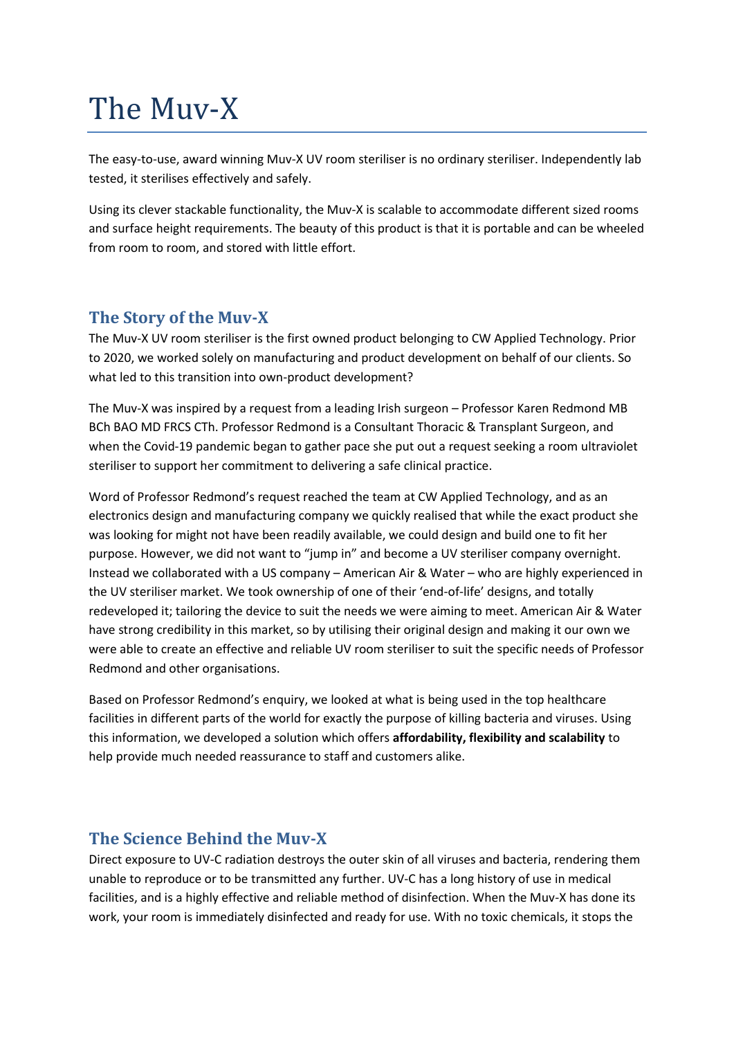# The Muv-X

The easy-to-use, award winning Muv-X UV room steriliser is no ordinary steriliser. Independently lab tested, it sterilises effectively and safely.

Using its clever stackable functionality, the Muv-X is scalable to accommodate different sized rooms and surface height requirements. The beauty of this product is that it is portable and can be wheeled from room to room, and stored with little effort.

## The Story of the Muv-X

The Muv-X UV room steriliser is the first owned product belonging to CW Applied Technology. Prior to 2020, we worked solely on manufacturing and product development on behalf of our clients. So what led to this transition into own-product development?

The Muv-X was inspired by a request from a leading Irish surgeon – Professor Karen Redmond MB BCh BAO MD FRCS CTh. Professor Redmond is a Consultant Thoracic & Transplant Surgeon, and when the Covid-19 pandemic began to gather pace she put out a request seeking a room ultraviolet steriliser to support her commitment to delivering a safe clinical practice.

Word of Professor Redmond's request reached the team at CW Applied Technology, and as an electronics design and manufacturing company we quickly realised that while the exact product she was looking for might not have been readily available, we could design and build one to fit her purpose. However, we did not want to "jump in" and become a UV steriliser company overnight. Instead we collaborated with a US company – American Air & Water – who are highly experienced in the UV steriliser market. We took ownership of one of their 'end-of-life' designs, and totally redeveloped it; tailoring the device to suit the needs we were aiming to meet. American Air & Water have strong credibility in this market, so by utilising their original design and making it our own we were able to create an effective and reliable UV room steriliser to suit the specific needs of Professor Redmond and other organisations.

Based on Professor Redmond's enquiry, we looked at what is being used in the top healthcare facilities in different parts of the world for exactly the purpose of killing bacteria and viruses. Using this information, we developed a solution which offers **affordability, flexibility and scalability** to help provide much needed reassurance to staff and customers alike.

## The Science Behind the Muv-X

Direct exposure to UV-C radiation destroys the outer skin of all viruses and bacteria, rendering them unable to reproduce or to be transmitted any further. UV-C has a long history of use in medical facilities, and is a highly effective and reliable method of disinfection. When the Muv-X has done its work, your room is immediately disinfected and ready for use. With no toxic chemicals, it stops the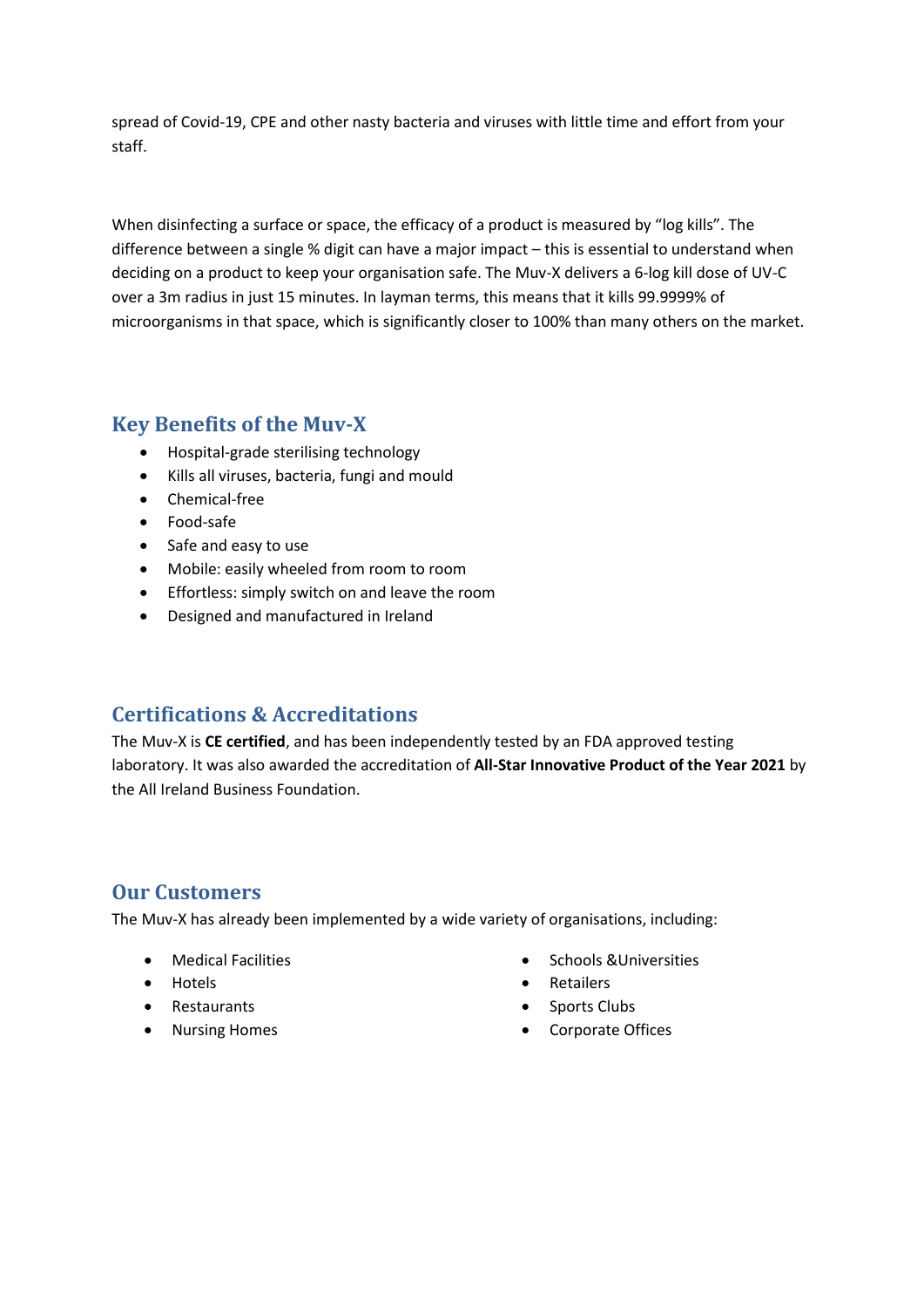spread of Covid-19, CPE and other nasty bacteria and viruses with little time and effort from your staff.

When disinfecting a surface or space, the efficacy of a product is measured by "log kills". The difference between a single % digit can have a major impact – this is essential to understand when deciding on a product to keep your organisation safe. The Muv-X delivers a 6-log kill dose of UV-C over a 3m radius in just 15 minutes. In layman terms, this means that it kills 99.9999% of microorganisms in that space, which is significantly closer to 100% than many others on the market.

## Key Benefits of the Muv-X

- Hospital-grade sterilising technology
- Kills all viruses, bacteria, fungi and mould
- Chemical-free
- Food-safe
- Safe and easy to use
- Mobile: easily wheeled from room to room
- Effortless: simply switch on and leave the room
- Designed and manufactured in Ireland

## Certifications & Accreditations

The Muv-X is **CE certified**, and has been independently tested by an FDA approved testing laboratory. It was also awarded the accreditation of **All-Star Innovative Product of the Year 2021** by the All Ireland Business Foundation.

## Our Customers

The Muv-X has already been implemented by a wide variety of organisations, including:

- Medical Facilities
- Hotels
- Restaurants
- Nursing Homes
- Schools &Universities
- Retailers
- Sports Clubs
- Corporate Offices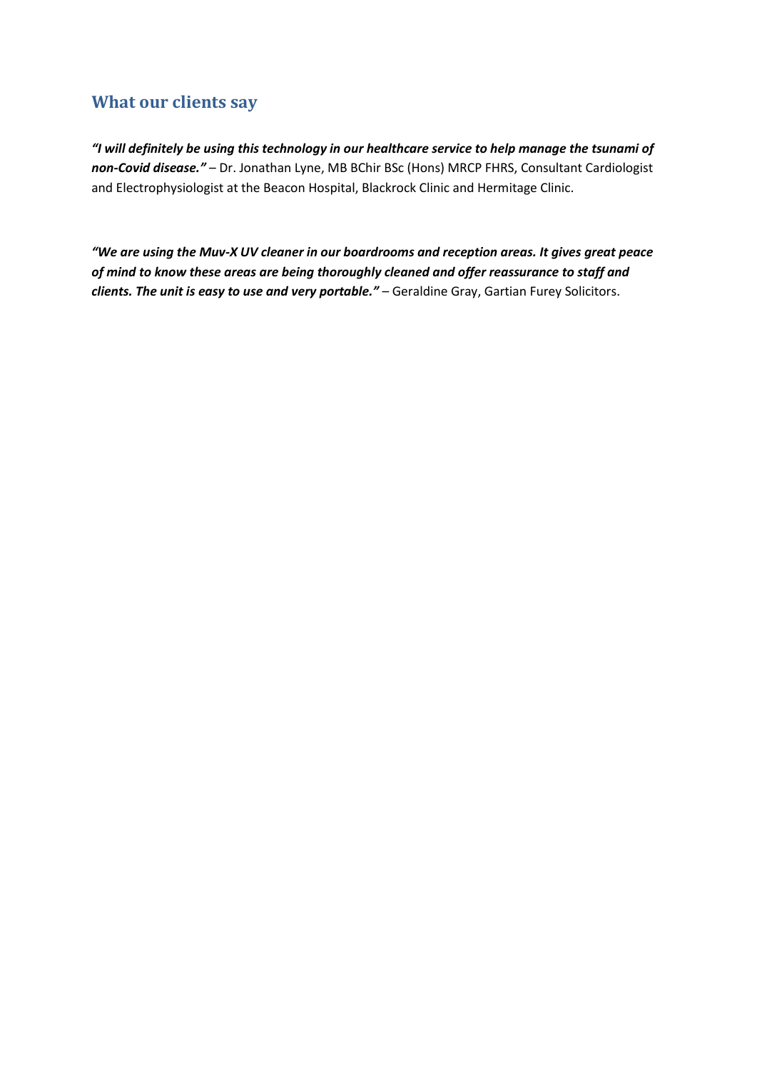## What our clients say

***"I will definitely be using this technology in our healthcare service to help manage the tsunami of non-Covid disease."*** – Dr. Jonathan Lyne, MB BChir BSc (Hons) MRCP FHRS, Consultant Cardiologist and Electrophysiologist at the Beacon Hospital, Blackrock Clinic and Hermitage Clinic.

***"We are using the Muv-X UV cleaner in our boardrooms and reception areas. It gives great peace of mind to know these areas are being thoroughly cleaned and offer reassurance to staff and clients. The unit is easy to use and very portable."*** – Geraldine Gray, Gartian Furey Solicitors.